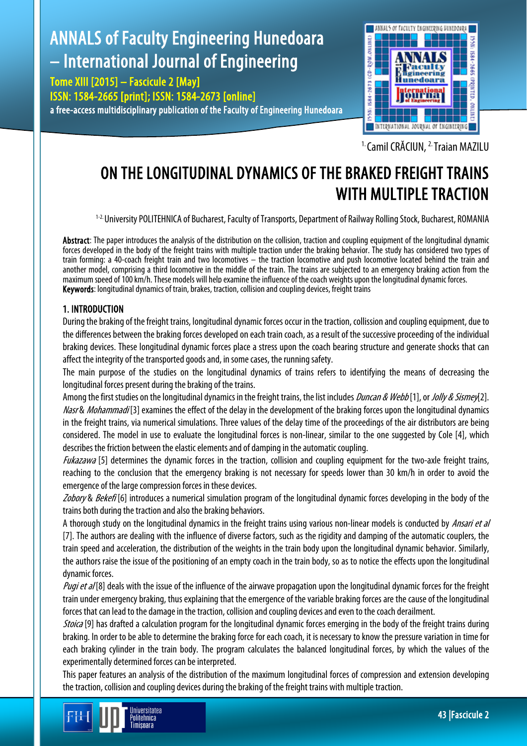# ON THE LONGITUDINAL DYNAMICS OF THE BRAKED FREIGHT TRAINS WITH MULTIPLE TRACTION

[1.] Camil CRĂCIUN, [2.] Traian MAZILU

[1-2.] University POLITEHNICA of Bucharest, Faculty of Transports, Department of Railway Rolling Stock, Bucharest, ROMANIA

**Abstract**: The paper introduces the analysis of the distribution on the collision, traction and coupling equipment of the longitudinal dynamic forces developed in the body of the freight trains with multiple traction under the braking behavior. The study has considered two types of train forming: a 40-coach freight train and two locomotives – the traction locomotive and push locomotive located behind the train and another model, comprising a third locomotive in the middle of the train. The trains are subjected to an emergency braking action from the maximum speed of 100 km/h. These models will help examine the influence of the coach weights upon the longitudinal dynamic forces.

**Keywords**: longitudinal dynamics of train, brakes, traction, collision and coupling devices, freight trains

## 1. INTRODUCTION

During the braking of the freight trains, longitudinal dynamic forces occur in the traction, collission and coupling equipment, due to the differences between the braking forces developed on each train coach, as a result of the successive proceeding of the individual braking devices. These longitudinal dynamic forces place a stress upon the coach bearing structure and generate shocks that can affect the integrity of the transported goods and, in some cases, the running safety.

The main purpose of the studies on the longitudinal dynamics of trains refers to identifying the means of decreasing the longitudinal forces present during the braking of the trains.

Among the first studies on the longitudinal dynamics in the freight trains, the list includes *Duncan & Webb* [1], or *Jolly & Sismey*[2]. *Nasr* & *Mohammadi* [3] examines the effect of the delay in the development of the braking forces upon the longitudinal dynamics in the freight trains, via numerical simulations. Three values of the delay time of the proceedings of the air distributors are being considered. The model in use to evaluate the longitudinal forces is non-linear, similar to the one suggested by Cole [4], which describes the friction between the elastic elements and of damping in the automatic coupling.

*Fukazawa* [5] determines the dynamic forces in the traction, collision and coupling equipment for the two-axle freight trains, reaching to the conclusion that the emergency braking is not necessary for speeds lower than 30 km/h in order to avoid the emergence of the large compression forces in these devices.

*Zobory* & *Bekefi* [6] introduces a numerical simulation program of the longitudinal dynamic forces developing in the body of the trains both during the traction and also the braking behaviors.

A thorough study on the longitudinal dynamics in the freight trains using various non-linear models is conducted by *Ansari et al* [7]. The authors are dealing with the influence of diverse factors, such as the rigidity and damping of the automatic couplers, the train speed and acceleration, the distribution of the weights in the train body upon the longitudinal dynamic behavior. Similarly, the authors raise the issue of the positioning of an empty coach in the train body, so as to notice the effects upon the longitudinal dynamic forces.

*Pugi et al* [8] deals with the issue of the influence of the airwave propagation upon the longitudinal dynamic forces for the freight train under emergency braking, thus explaining that the emergence of the variable braking forces are the cause of the longitudinal forces that can lead to the damage in the traction, collision and coupling devices and even to the coach derailment.

*Stoica* [9] has drafted a calculation program for the longitudinal dynamic forces emerging in the body of the freight trains during braking. In order to be able to determine the braking force for each coach, it is necessary to know the pressure variation in time for each braking cylinder in the train body. The program calculates the balanced longitudinal forces, by which the values of the experimentally determined forces can be interpreted.

This paper features an analysis of the distribution of the maximum longitudinal forces of compression and extension developing the traction, collision and coupling devices during the braking of the freight trains with multiple traction.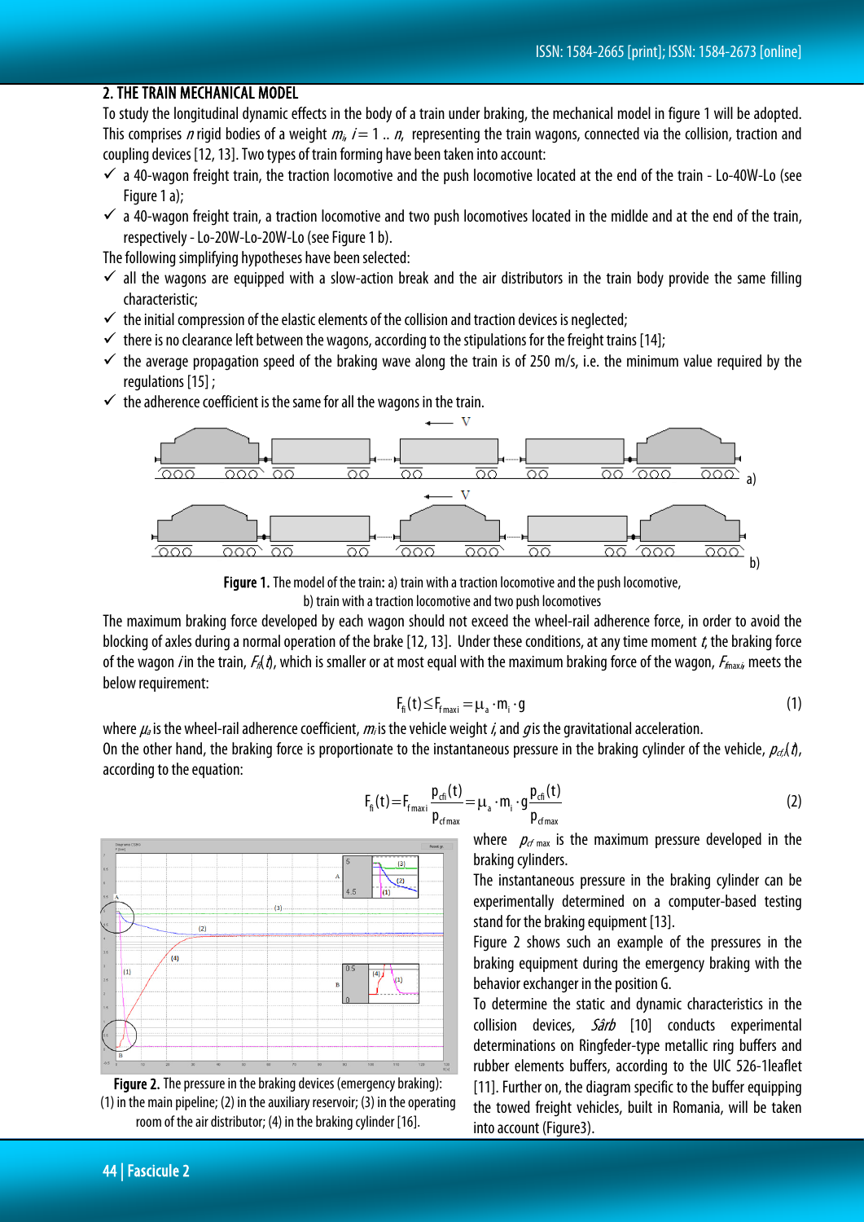## 2. THE TRAIN MECHANICAL MODEL

To study the longitudinal dynamic effects in the body of a train under braking, the mechanical model in figure 1 will be adopted. This comprises $n$ rigid bodies of a weight $m_i$, $i = 1 .. n$, representing the train wagons, connected via the collision, traction and coupling devices [12, 13]. Two types of train forming have been taken into account:

- ✓ a 40-wagon freight train, the traction locomotive and the push locomotive located at the end of the train - Lo-40W-Lo (see Figure 1 a);
- ✓ a 40-wagon freight train, a traction locomotive and two push locomotives located in the midlde and at the end of the train, respectively - Lo-20W-Lo-20W-Lo (see Figure 1 b).

The following simplifying hypotheses have been selected:

- ✓ all the wagons are equipped with a slow-action break and the air distributors in the train body provide the same filling characteristic;
- ✓ the initial compression of the elastic elements of the collision and traction devices is neglected;
- ✓ there is no clearance left between the wagons, according to the stipulations for the freight trains [14];
- ✓ the average propagation speed of the braking wave along the train is of 250 m/s, i.e. the minimum value required by the regulations [15] ;
- ✓ the adherence coefficient is the same for all the wagons in the train.

**Figure 1.** The model of the train: a) train with a traction locomotive and the push locomotive, b) train with a traction locomotive and two push locomotives

The maximum braking force developed by each wagon should not exceed the wheel-rail adherence force, in order to avoid the blocking of axles during a normal operation of the brake [12, 13]. Under these conditions, at any time moment $t$, the braking force of the wagon $i$ in the train, $F_{fi}(t)$, which is smaller or at most equal with the maximum braking force of the wagon, $F_{fmaxi}$, meets the below requirement:

$$F_{fi}(t) \le F_{f\,maxi} = \mu_a \cdot m_i \cdot g \tag{1}$$

where $\mu_a$ is the wheel-rail adherence coefficient, $m_i$ is the vehicle weight $i$, and $g$ is the gravitational acceleration.

On the other hand, the braking force is proportionate to the instantaneous pressure in the braking cylinder of the vehicle, $p_{cfi}(t)$, according to the equation:

$$F_{fi}(t) = F_{f\,maxi} \frac{p_{cfi}(t)}{p_{cf\,max}} = \mu_a \cdot m_i \cdot g \frac{p_{cfi}(t)}{p_{cf\,max}} \tag{2}$$

where $p_{cf\,max}$ is the maximum pressure developed in the braking cylinders.

The instantaneous pressure in the braking cylinder can be experimentally determined on a computer-based testing stand for the braking equipment [13].

Figure 2 shows such an example of the pressures in the braking equipment during the emergency braking with the behavior exchanger in the position G.

**Figure 2.** The pressure in the braking devices (emergency braking): (1) in the main pipeline; (2) in the auxiliary reservoir; (3) in the operating room of the air distributor; (4) in the braking cylinder [16].

To determine the static and dynamic characteristics in the collision devices, *Sârb* [10] conducts experimental determinations on Ringfeder-type metallic ring buffers and rubber elements buffers, according to the UIC 526-1leaflet [11]. Further on, the diagram specific to the buffer equipping the towed freight vehicles, built in Romania, will be taken into account (Figure3).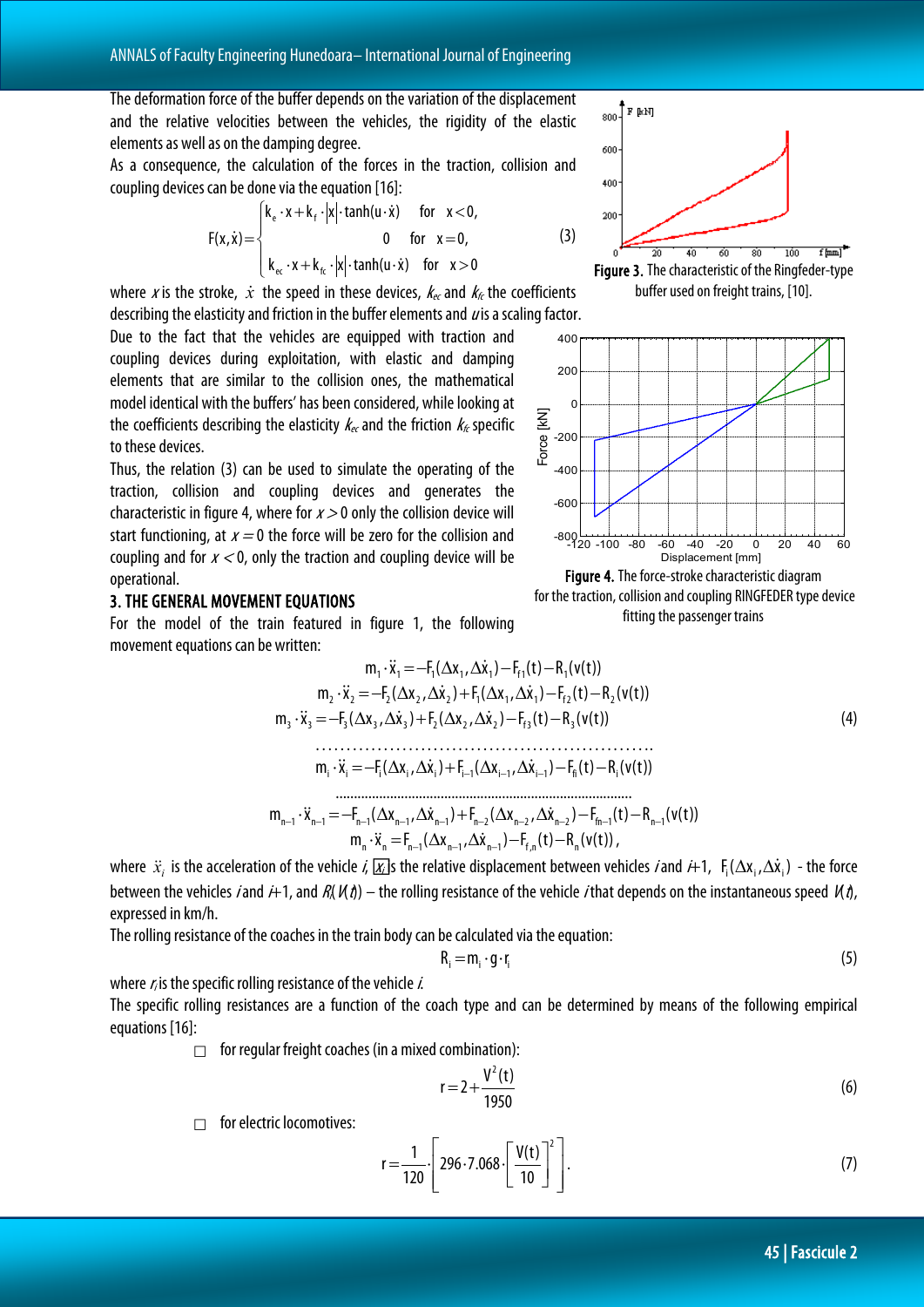The deformation force of the buffer depends on the variation of the displacement and the relative velocities between the vehicles, the rigidity of the elastic elements as well as on the damping degree.

As a consequence, the calculation of the forces in the traction, collision and coupling devices can be done via the equation [16]:

$$F(x,\dot{x}) = \begin{cases} k_e \cdot x + k_f \cdot |x| \cdot \tanh(u \cdot \dot{x}) & \text{for} \quad x<0, \\ 0 & \text{for} \quad x=0, \\ k_{ec} \cdot x + k_{fc} \cdot |x| \cdot \tanh(u \cdot \dot{x}) & \text{for} \quad x>0 \end{cases} \tag{3}$$

where $x$ is the stroke, $\dot{x}$ the speed in these devices, $k_{ec}$ and $k_{fc}$ the coefficients describing the elasticity and friction in the buffer elements and $u$ is a scaling factor.

Figure 3. The characteristic of the Ringfeder-type buffer used on freight trains, [10].

Due to the fact that the vehicles are equipped with traction and coupling devices during exploitation, with elastic and damping elements that are similar to the collision ones, the mathematical model identical with the buffers' has been considered, while looking at the coefficients describing the elasticity $k_{ec}$ and the friction $k_{fc}$ specific to these devices.

Thus, the relation (3) can be used to simulate the operating of the traction, collision and coupling devices and generates the characteristic in figure 4, where for $x>0$ only the collision device will start functioning, at $x=0$ the force will be zero for the collision and coupling and for $x<0$, only the traction and coupling device will be operational.

Figure 4. The force-stroke characteristic diagram for the traction, collision and coupling RINGFEDER type device fitting the passenger trains

## 3. THE GENERAL MOVEMENT EQUATIONS

For the model of the train featured in figure 1, the following movement equations can be written:

$$\begin{aligned}
m_1 \cdot \ddot{x}_1 &= -F_1(\Delta x_1, \Delta\dot{x}_1) - F_{f1}(t) - R_1(v(t)) \\
m_2 \cdot \ddot{x}_2 &= -F_2(\Delta x_2, \Delta\dot{x}_2) + F_1(\Delta x_1, \Delta\dot{x}_1) - F_{f2}(t) - R_2(v(t)) \\
m_3 \cdot \ddot{x}_3 &= -F_3(\Delta x_3, \Delta\dot{x}_3) + F_2(\Delta x_2, \Delta\dot{x}_2) - F_{f3}(t) - R_3(v(t)) \\
&\cdots\cdots\cdots\cdots\cdots\cdots\cdots\cdots \\
m_i \cdot \ddot{x}_i &= -F_i(\Delta x_i, \Delta\dot{x}_i) + F_{i-1}(\Delta x_{i-1}, \Delta\dot{x}_{i-1}) - F_{fi}(t) - R_i(v(t)) \\
&\cdots\cdots\cdots\cdots\cdots\cdots\cdots\cdots \\
m_{n-1} \cdot \ddot{x}_{n-1} &= -F_{n-1}(\Delta x_{n-1}, \Delta\dot{x}_{n-1}) + F_{n-2}(\Delta x_{n-2}, \Delta\dot{x}_{n-2}) - F_{fn-1}(t) - R_{n-1}(v(t)) \\
m_n \cdot \ddot{x}_n &= F_{n-1}(\Delta x_{n-1}, \Delta\dot{x}_{n-1}) - F_{f,n}(t) - R_n(v(t)),
\end{aligned} \tag{4}$$

where $\ddot{x}_i$ is the acceleration of the vehicle $i$, $\Delta x_i$ is the relative displacement between vehicles $i$ and $i$+1, $F_i(\Delta x_i, \Delta\dot{x}_i)$ - the force between the vehicles $i$ and $i$+1, and $R_i(V(t))$ – the rolling resistance of the vehicle $i$ that depends on the instantaneous speed $V(t)$, expressed in km/h.

The rolling resistance of the coaches in the train body can be calculated via the equation:

$$R_i = m_i \cdot g \cdot r_i \tag{5}$$

where $r_i$ is the specific rolling resistance of the vehicle $i$.

The specific rolling resistances are a function of the coach type and can be determined by means of the following empirical equations [16]:

- for regular freight coaches (in a mixed combination):

$$r = 2 + \frac{V^2(t)}{1950} \tag{6}$$

- for electric locomotives:

$$r = \frac{1}{120} \cdot \left[ 296 \cdot 7.068 \cdot \left[ \frac{V(t)}{10} \right]^2 \right]. \tag{7}$$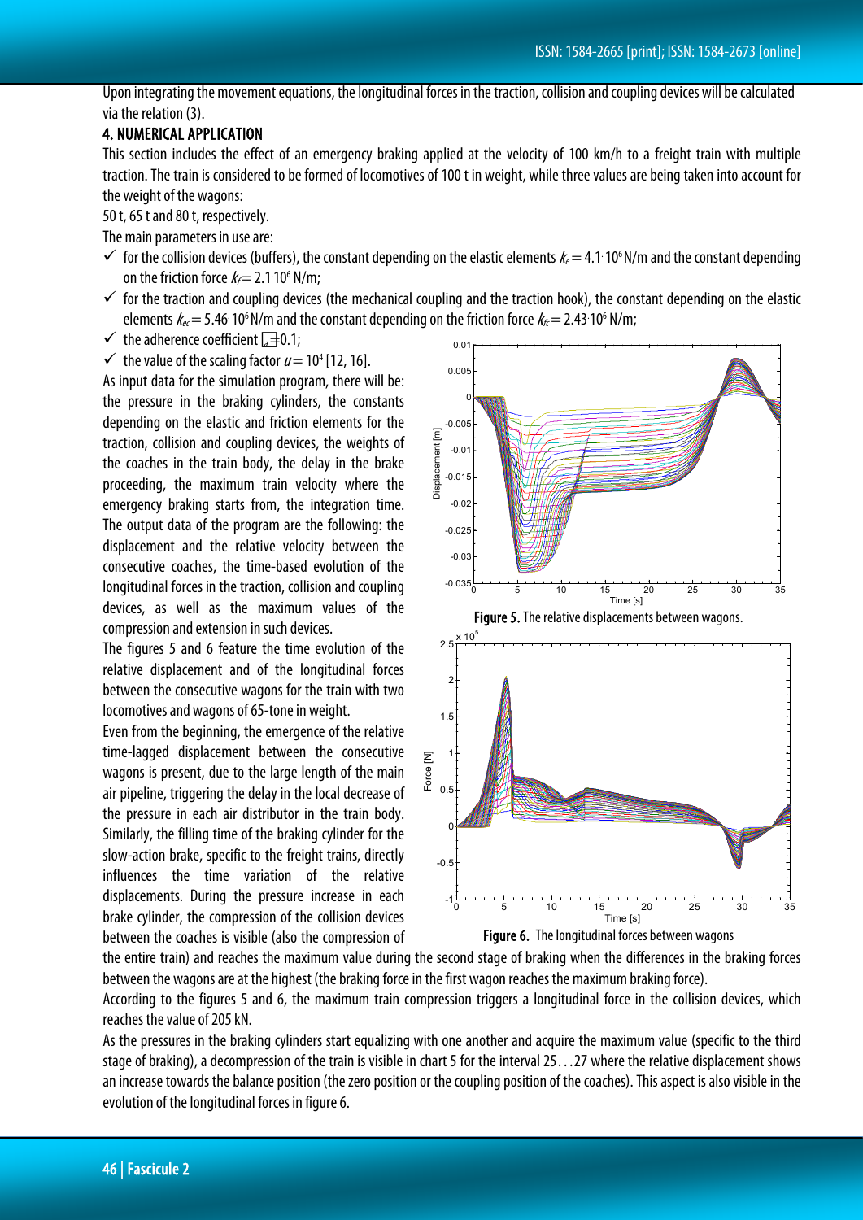Upon integrating the movement equations, the longitudinal forces in the traction, collision and coupling devices will be calculated via the relation (3).

## 4. NUMERICAL APPLICATION

This section includes the effect of an emergency braking applied at the velocity of 100 km/h to a freight train with multiple traction. The train is considered to be formed of locomotives of 100 t in weight, while three values are being taken into account for the weight of the wagons:

50 t, 65 t and 80 t, respectively.

The main parameters in use are:

- ✓ for the collision devices (buffers), the constant depending on the elastic elements $k_e = 4.1 \cdot 10^6$ N/m and the constant depending on the friction force $k_f = 2.1 \cdot 10^6$ N/m;
- ✓ for the traction and coupling devices (the mechanical coupling and the traction hook), the constant depending on the elastic elements $k_{ec} = 5.46 \cdot 10^6$ N/m and the constant depending on the friction force $k_{fc} = 2.43 \cdot 10^6$ N/m;
- ✓ the adherence coefficient $\mu_a = 0.1$;
- ✓ the value of the scaling factor $u = 10^4$ [12, 16].

As input data for the simulation program, there will be: the pressure in the braking cylinders, the constants depending on the elastic and friction elements for the traction, collision and coupling devices, the weights of the coaches in the train body, the delay in the brake proceeding, the maximum train velocity where the emergency braking starts from, the integration time. The output data of the program are the following: the displacement and the relative velocity between the consecutive coaches, the time-based evolution of the longitudinal forces in the traction, collision and coupling devices, as well as the maximum values of the compression and extension in such devices.

The figures 5 and 6 feature the time evolution of the relative displacement and of the longitudinal forces between the consecutive wagons for the train with two locomotives and wagons of 65-tone in weight.

Figure 5. The relative displacements between wagons.

Figure 6. The longitudinal forces between wagons

Even from the beginning, the emergence of the relative time-lagged displacement between the consecutive wagons is present, due to the large length of the main air pipeline, triggering the delay in the local decrease of the pressure in each air distributor in the train body. Similarly, the filling time of the braking cylinder for the slow-action brake, specific to the freight trains, directly influences the time variation of the relative displacements. During the pressure increase in each brake cylinder, the compression of the collision devices between the coaches is visible (also the compression of the entire train) and reaches the maximum value during the second stage of braking when the differences in the braking forces between the wagons are at the highest (the braking force in the first wagon reaches the maximum braking force).

According to the figures 5 and 6, the maximum train compression triggers a longitudinal force in the collision devices, which reaches the value of 205 kN.

As the pressures in the braking cylinders start equalizing with one another and acquire the maximum value (specific to the third stage of braking), a decompression of the train is visible in chart 5 for the interval 25…27 where the relative displacement shows an increase towards the balance position (the zero position or the coupling position of the coaches). This aspect is also visible in the evolution of the longitudinal forces in figure 6.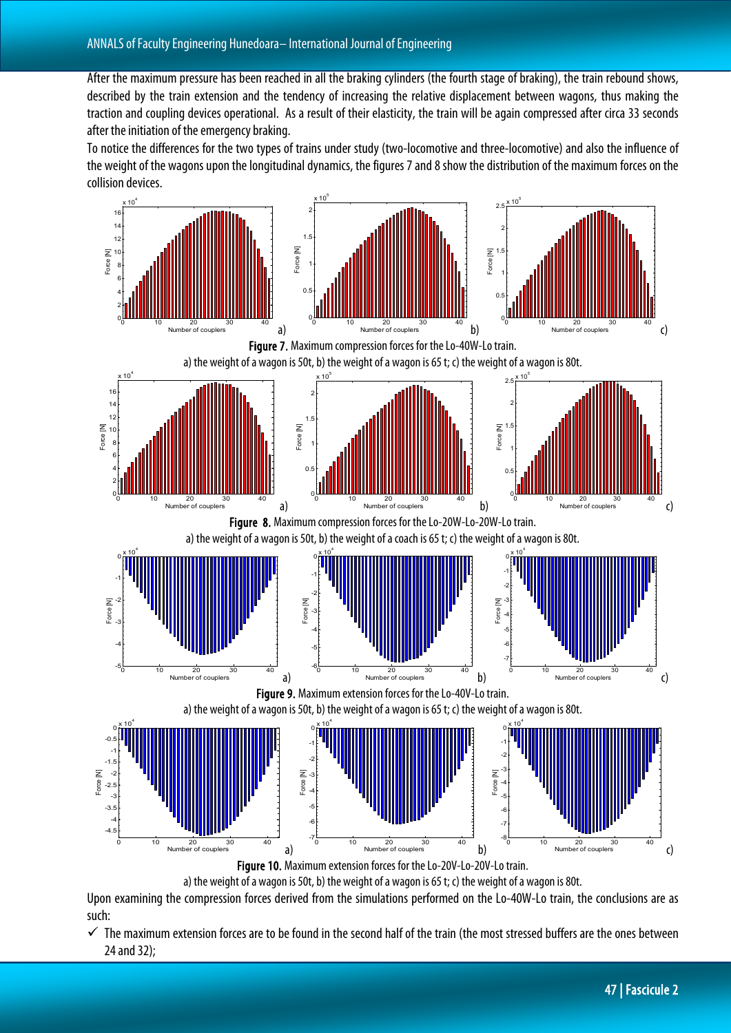After the maximum pressure has been reached in all the braking cylinders (the fourth stage of braking), the train rebound shows, described by the train extension and the tendency of increasing the relative displacement between wagons, thus making the traction and coupling devices operational. As a result of their elasticity, the train will be again compressed after circa 33 seconds after the initiation of the emergency braking.

To notice the differences for the two types of trains under study (two-locomotive and three-locomotive) and also the influence of the weight of the wagons upon the longitudinal dynamics, the figures 7 and 8 show the distribution of the maximum forces on the collision devices.

**Figure 7.** Maximum compression forces for the Lo-40W-Lo train.
a) the weight of a wagon is 50t, b) the weight of a wagon is 65 t; c) the weight of a wagon is 80t.

**Figure 8.** Maximum compression forces for the Lo-20W-Lo-20W-Lo train.
a) the weight of a wagon is 50t, b) the weight of a coach is 65 t; c) the weight of a wagon is 80t.

**Figure 9.** Maximum extension forces for the Lo-40V-Lo train.
a) the weight of a wagon is 50t, b) the weight of a wagon is 65 t; c) the weight of a wagon is 80t.

**Figure 10.** Maximum extension forces for the Lo-20V-Lo-20V-Lo train.
a) the weight of a wagon is 50t, b) the weight of a wagon is 65 t; c) the weight of a wagon is 80t.

Upon examining the compression forces derived from the simulations performed on the Lo-40W-Lo train, the conclusions are as such:

- ✓ The maximum extension forces are to be found in the second half of the train (the most stressed buffers are the ones between 24 and 32);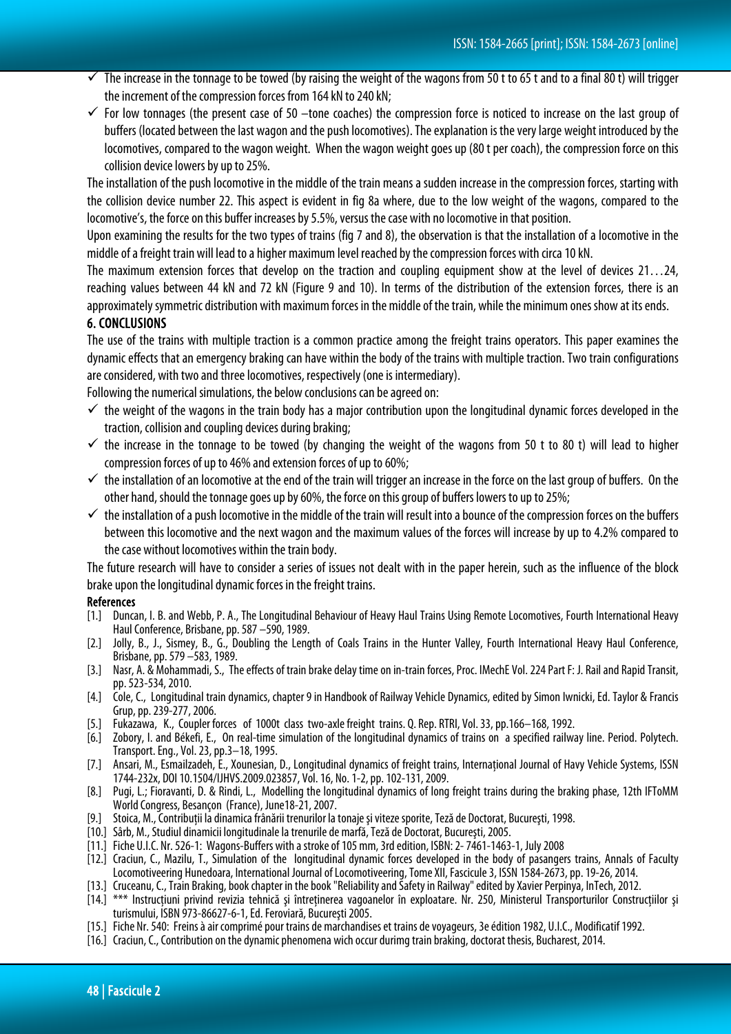- ✓ The increase in the tonnage to be towed (by raising the weight of the wagons from 50 t to 65 t and to a final 80 t) will trigger the increment of the compression forces from 164 kN to 240 kN;
- ✓ For low tonnages (the present case of 50 –tone coaches) the compression force is noticed to increase on the last group of buffers (located between the last wagon and the push locomotives). The explanation is the very large weight introduced by the locomotives, compared to the wagon weight. When the wagon weight goes up (80 t per coach), the compression force on this collision device lowers by up to 25%.

The installation of the push locomotive in the middle of the train means a sudden increase in the compression forces, starting with the collision device number 22. This aspect is evident in fig 8a where, due to the low weight of the wagons, compared to the locomotive's, the force on this buffer increases by 5.5%, versus the case with no locomotive in that position.

Upon examining the results for the two types of trains (fig 7 and 8), the observation is that the installation of a locomotive in the middle of a freight train will lead to a higher maximum level reached by the compression forces with circa 10 kN.

The maximum extension forces that develop on the traction and coupling equipment show at the level of devices 21…24, reaching values between 44 kN and 72 kN (Figure 9 and 10). In terms of the distribution of the extension forces, there is an approximately symmetric distribution with maximum forces in the middle of the train, while the minimum ones show at its ends.

## 6. CONCLUSIONS

The use of the trains with multiple traction is a common practice among the freight trains operators. This paper examines the dynamic effects that an emergency braking can have within the body of the trains with multiple traction. Two train configurations are considered, with two and three locomotives, respectively (one is intermediary).

Following the numerical simulations, the below conclusions can be agreed on:

- ✓ the weight of the wagons in the train body has a major contribution upon the longitudinal dynamic forces developed in the traction, collision and coupling devices during braking;
- ✓ the increase in the tonnage to be towed (by changing the weight of the wagons from 50 t to 80 t) will lead to higher compression forces of up to 46% and extension forces of up to 60%;
- ✓ the installation of an locomotive at the end of the train will trigger an increase in the force on the last group of buffers. On the other hand, should the tonnage goes up by 60%, the force on this group of buffers lowers to up to 25%;
- ✓ the installation of a push locomotive in the middle of the train will result into a bounce of the compression forces on the buffers between this locomotive and the next wagon and the maximum values of the forces will increase by up to 4.2% compared to the case without locomotives within the train body.

The future research will have to consider a series of issues not dealt with in the paper herein, such as the influence of the block brake upon the longitudinal dynamic forces in the freight trains.

### References

[1.] Duncan, I. B. and Webb, P. A., The Longitudinal Behaviour of Heavy Haul Trains Using Remote Locomotives, Fourth International Heavy Haul Conference, Brisbane, pp. 587 –590, 1989.

[2.] Jolly, B., J., Sismey, B., G., Doubling the Length of Coals Trains in the Hunter Valley, Fourth International Heavy Haul Conference, Brisbane, pp. 579 –583, 1989.

[3.] Nasr, A. & Mohammadi, S., The effects of train brake delay time on in-train forces, Proc. IMechE Vol. 224 Part F: J. Rail and Rapid Transit, pp. 523-534, 2010.

[4.] Cole, C., Longitudinal train dynamics, chapter 9 in Handbook of Railway Vehicle Dynamics, edited by Simon Iwnicki, Ed. Taylor & Francis Grup, pp. 239-277, 2006.

[5.] Fukazawa, K., Coupler forces of 1000t class two-axle freight trains. Q. Rep. RTRI, Vol. 33, pp.166–168, 1992.

[6.] Zobory, I. and Békefi, E., On real-time simulation of the longitudinal dynamics of trains on a specified railway line. Period. Polytech. Transport. Eng., Vol. 23, pp.3–18, 1995.

[7.] Ansari, M., Esmailzadeh, E., Xounesian, D., Longitudinal dynamics of freight trains, Internaţional Journal of Havy Vehicle Systems, ISSN 1744-232x, DOI 10.1504/IJHVS.2009.023857, Vol. 16, No. 1-2, pp. 102-131, 2009.

[8.] Pugi, L.; Fioravanti, D. & Rindi, L., Modelling the longitudinal dynamics of long freight trains during the braking phase, 12th IFToMM World Congress, Besançon (France), June18-21, 2007.

[9.] Stoica, M., Contribuţii la dinamica frânării trenurilor la tonaje şi viteze sporite, Teză de Doctorat, Bucureşti, 1998.

[10.] Sârb, M., Studiul dinamicii longitudinale la trenurile de marfă, Teză de Doctorat, Bucureşti, 2005.

[11.] Fiche U.I.C. Nr. 526-1: Wagons-Buffers with a stroke of 105 mm, 3rd edition, ISBN: 2- 7461-1463-1, July 2008

[12.] Craciun, C., Mazilu, T., Simulation of the longitudinal dynamic forces developed in the body of pasangers trains, Annals of Faculty Locomotiveering Hunedoara, International Journal of Locomotiveering, Tome XII, Fascicule 3, ISSN 1584-2673, pp. 19-26, 2014.

[13.] Cruceanu, C., Train Braking, book chapter in the book "Reliability and Safety in Railway" edited by Xavier Perpinya, InTech, 2012.

[14.] *** Instrucţiuni privind revizia tehnică şi întreţinerea vagoanelor în exploatare. Nr. 250, Ministerul Transporturilor Construcţiilor şi turismului, ISBN 973-86627-6-1, Ed. Feroviară, Bucureşti 2005.

[15.] Fiche Nr. 540: Freins à air comprimé pour trains de marchandises et trains de voyageurs, 3e édition 1982, U.I.C., Modificatif 1992.

[16.] Craciun, C., Contribution on the dynamic phenomena wich occur durimg train braking, doctorat thesis, Bucharest, 2014.